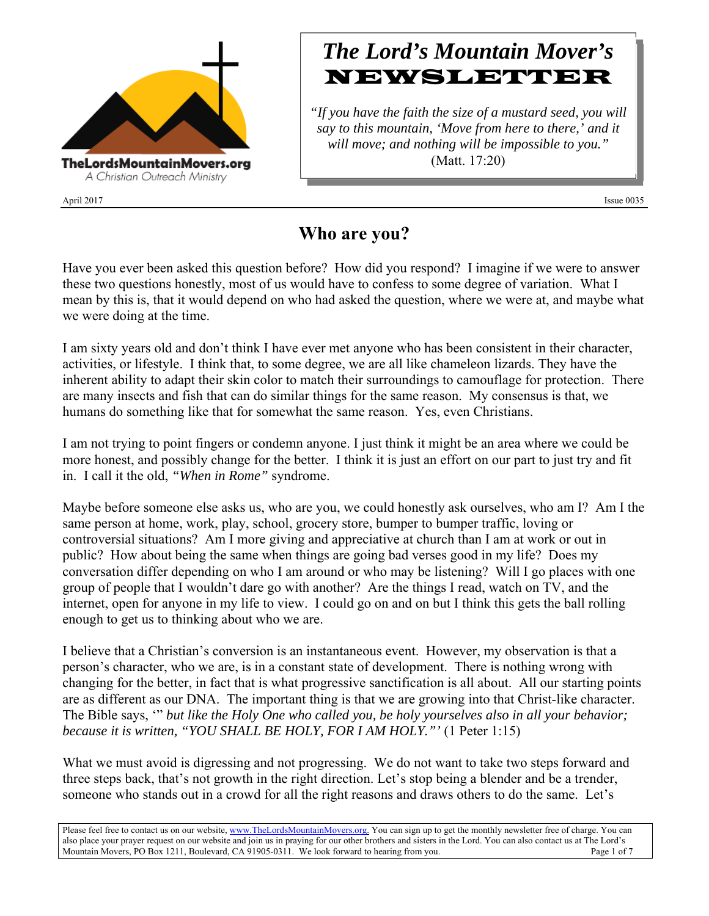TheLordsMountainMovers.org

A Christian Outreach Ministry

# *The Lord's Mountain Mover's* NEWSLETTER

*"If you have the faith the size of a mustard seed, you will say to this mountain, 'Move from here to there,' and it will move; and nothing will be impossible to you."* (Matt. 17:20)

April 2017 Issue 0035

## Who are you?

Have you ever been asked this question before? How did you respond? I imagine if we were to answer these two questions honestly, most of us would have to confess to some degree of variation. What I mean by this is, that it would depend on who had asked the question, where we were at, and maybe what we were doing at the time.

I am sixty years old and don't think I have ever met anyone who has been consistent in their character, activities, or lifestyle. I think that, to some degree, we are all like chameleon lizards. They have the inherent ability to adapt their skin color to match their surroundings to camouflage for protection. There are many insects and fish that can do similar things for the same reason. My consensus is that, we humans do something like that for somewhat the same reason. Yes, even Christians.

I am not trying to point fingers or condemn anyone. I just think it might be an area where we could be more honest, and possibly change for the better. I think it is just an effort on our part to just try and fit in. I call it the old, *"When in Rome"* syndrome.

Maybe before someone else asks us, who are you, we could honestly ask ourselves, who am I? Am I the same person at home, work, play, school, grocery store, bumper to bumper traffic, loving or controversial situations? Am I more giving and appreciative at church than I am at work or out in public? How about being the same when things are going bad verses good in my life? Does my conversation differ depending on who I am around or who may be listening? Will I go places with one group of people that I wouldn't dare go with another? Are the things I read, watch on TV, and the internet, open for anyone in my life to view. I could go on and on but I think this gets the ball rolling enough to get us to thinking about who we are.

I believe that a Christian's conversion is an instantaneous event. However, my observation is that a person's character, who we are, is in a constant state of development. There is nothing wrong with changing for the better, in fact that is what progressive sanctification is all about. All our starting points are as different as our DNA. The important thing is that we are growing into that Christ-like character. The Bible says, '" *but like the Holy One who called you, be holy yourselves also in all your behavior; because it is written, "YOU SHALL BE HOLY, FOR I AM HOLY."'* (1 Peter 1:15)

What we must avoid is digressing and not progressing. We do not want to take two steps forward and three steps back, that's not growth in the right direction. Let's stop being a blender and be a trender, someone who stands out in a crowd for all the right reasons and draws others to do the same. Let's

Please feel free to contact us on our website, www.TheLordsMountainMovers.org. You can sign up to get the monthly newsletter free of charge. You can also place your prayer request on our website and join us in praying for our other brothers and sisters in the Lord. You can also contact us at The Lord's Mountain Movers, PO Box 1211, Boulevard, CA 91905-0311. We look forward to hearing from you.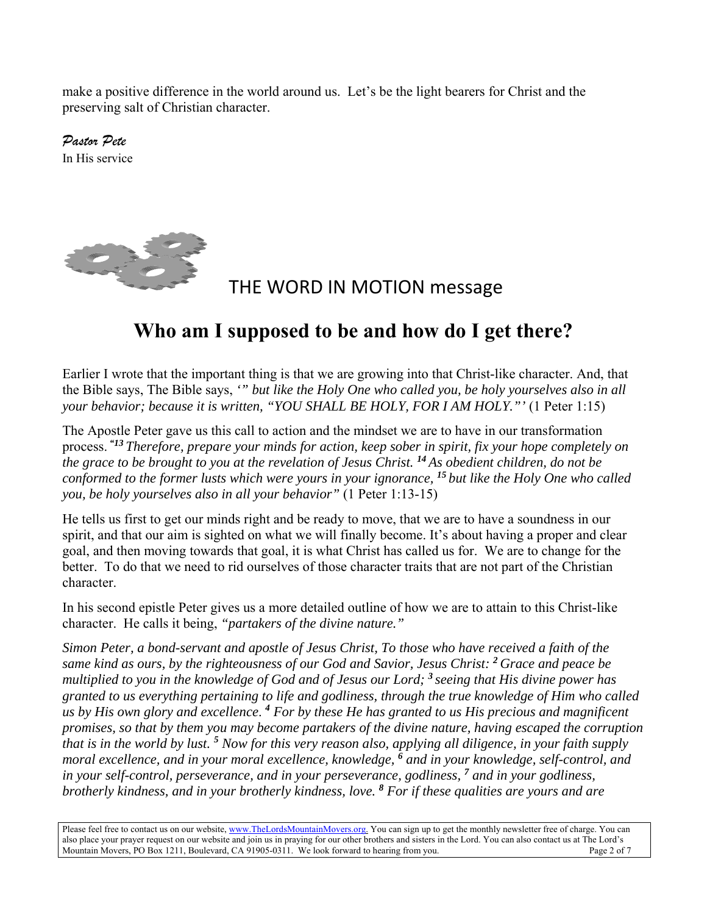make a positive difference in the world around us. Let's be the light bearers for Christ and the preserving salt of Christian character.

*Pastor Pete*
In His service

THE WORD IN MOTION message

## Who am I supposed to be and how do I get there?

Earlier I wrote that the important thing is that we are growing into that Christ-like character. And, that the Bible says, The Bible says, *'" but like the Holy One who called you, be holy yourselves also in all your behavior; because it is written, "YOU SHALL BE HOLY, FOR I AM HOLY."'* (1 Peter 1:15)

The Apostle Peter gave us this call to action and the mindset we are to have in our transformation process. *"[13] Therefore, prepare your minds for action, keep sober in spirit, fix your hope completely on the grace to be brought to you at the revelation of Jesus Christ. [14] As obedient children, do not be conformed to the former lusts which were yours in your ignorance, [15] but like the Holy One who called you, be holy yourselves also in all your behavior"* (1 Peter 1:13-15)

He tells us first to get our minds right and be ready to move, that we are to have a soundness in our spirit, and that our aim is sighted on what we will finally become. It's about having a proper and clear goal, and then moving towards that goal, it is what Christ has called us for. We are to change for the better. To do that we need to rid ourselves of those character traits that are not part of the Christian character.

In his second epistle Peter gives us a more detailed outline of how we are to attain to this Christ-like character. He calls it being, *"partakers of the divine nature."*

*Simon Peter, a bond-servant and apostle of Jesus Christ, To those who have received a faith of the same kind as ours, by the righteousness of our God and Savior, Jesus Christ: [2] Grace and peace be multiplied to you in the knowledge of God and of Jesus our Lord; [3] seeing that His divine power has granted to us everything pertaining to life and godliness, through the true knowledge of Him who called us by His own glory and excellence. [4] For by these He has granted to us His precious and magnificent promises, so that by them you may become partakers of the divine nature, having escaped the corruption that is in the world by lust. [5] Now for this very reason also, applying all diligence, in your faith supply moral excellence, and in your moral excellence, knowledge, [6] and in your knowledge, self-control, and in your self-control, perseverance, and in your perseverance, godliness, [7] and in your godliness, brotherly kindness, and in your brotherly kindness, love. [8] For if these qualities are yours and are*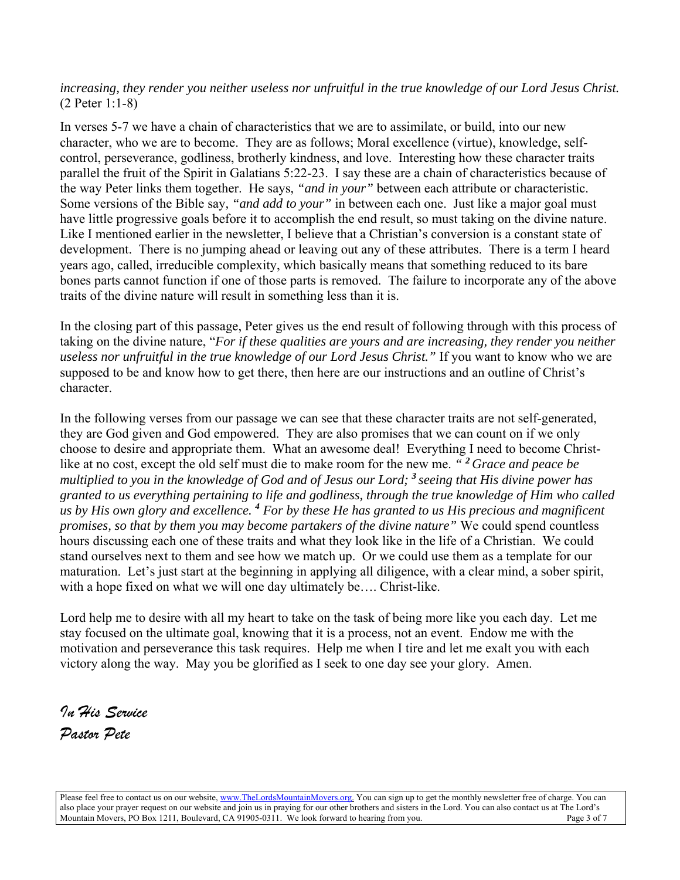*increasing, they render you neither useless nor unfruitful in the true knowledge of our Lord Jesus Christ.* (2 Peter 1:1-8)

In verses 5-7 we have a chain of characteristics that we are to assimilate, or build, into our new character, who we are to become. They are as follows; Moral excellence (virtue), knowledge, self-control, perseverance, godliness, brotherly kindness, and love. Interesting how these character traits parallel the fruit of the Spirit in Galatians 5:22-23. I say these are a chain of characteristics because of the way Peter links them together. He says, *"and in your"* between each attribute or characteristic. Some versions of the Bible say, *"and add to your"* in between each one. Just like a major goal must have little progressive goals before it to accomplish the end result, so must taking on the divine nature. Like I mentioned earlier in the newsletter, I believe that a Christian's conversion is a constant state of development. There is no jumping ahead or leaving out any of these attributes. There is a term I heard years ago, called, irreducible complexity, which basically means that something reduced to its bare bones parts cannot function if one of those parts is removed. The failure to incorporate any of the above traits of the divine nature will result in something less than it is.

In the closing part of this passage, Peter gives us the end result of following through with this process of taking on the divine nature, "*For if these qualities are yours and are increasing, they render you neither useless nor unfruitful in the true knowledge of our Lord Jesus Christ."* If you want to know who we are supposed to be and know how to get there, then here are our instructions and an outline of Christ's character.

In the following verses from our passage we can see that these character traits are not self-generated, they are God given and God empowered. They are also promises that we can count on if we only choose to desire and appropriate them. What an awesome deal! Everything I need to become Christ-like at no cost, except the old self must die to make room for the new me. *" **2** Grace and peace be multiplied to you in the knowledge of God and of Jesus our Lord; **3** seeing that His divine power has granted to us everything pertaining to life and godliness, through the true knowledge of Him who called us by His own glory and excellence. **4** For by these He has granted to us His precious and magnificent promises, so that by them you may become partakers of the divine nature"* We could spend countless hours discussing each one of these traits and what they look like in the life of a Christian. We could stand ourselves next to them and see how we match up. Or we could use them as a template for our maturation. Let's just start at the beginning in applying all diligence, with a clear mind, a sober spirit, with a hope fixed on what we will one day ultimately be…. Christ-like.

Lord help me to desire with all my heart to take on the task of being more like you each day. Let me stay focused on the ultimate goal, knowing that it is a process, not an event. Endow me with the motivation and perseverance this task requires. Help me when I tire and let me exalt you with each victory along the way. May you be glorified as I seek to one day see your glory. Amen.

*In His Service*
*Pastor Pete*

Please feel free to contact us on our website, www.TheLordsMountainMovers.org. You can sign up to get the monthly newsletter free of charge. You can also place your prayer request on our website and join us in praying for our other brothers and sisters in the Lord. You can also contact us at The Lord's Mountain Movers, PO Box 1211, Boulevard, CA 91905-0311. We look forward to hearing from you.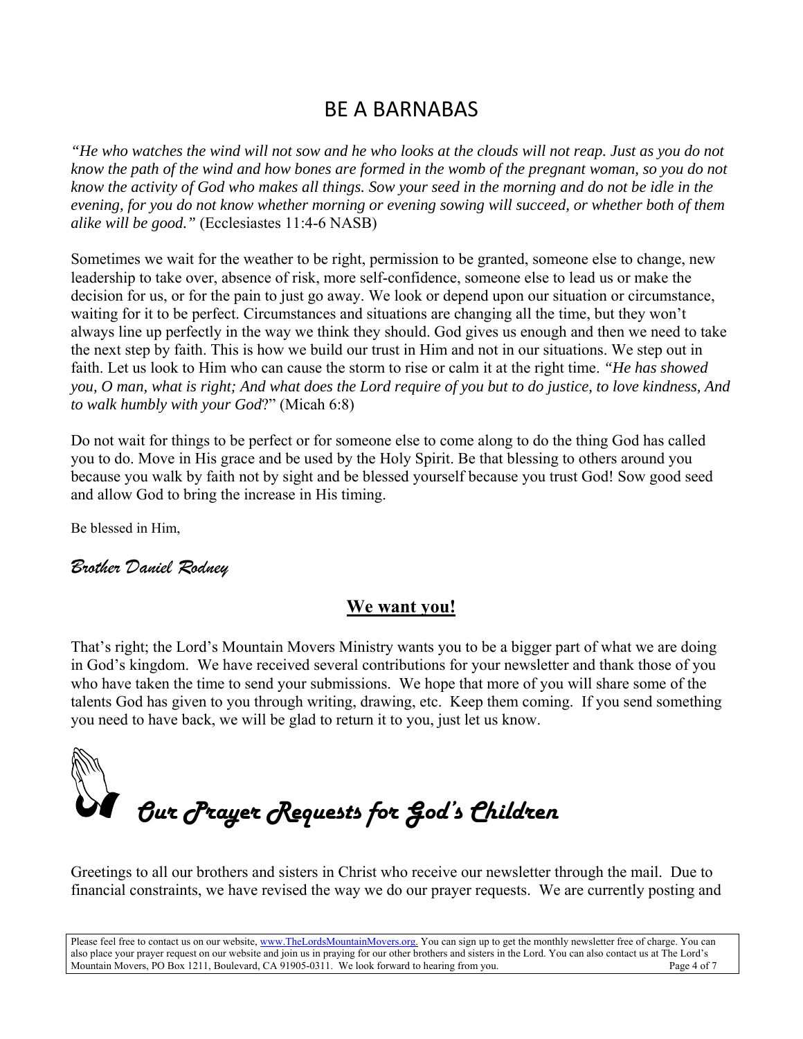## BE A BARNABAS

*"He who watches the wind will not sow and he who looks at the clouds will not reap. Just as you do not know the path of the wind and how bones are formed in the womb of the pregnant woman, so you do not know the activity of God who makes all things. Sow your seed in the morning and do not be idle in the evening, for you do not know whether morning or evening sowing will succeed, or whether both of them alike will be good."* (Ecclesiastes 11:4-6 NASB)

Sometimes we wait for the weather to be right, permission to be granted, someone else to change, new leadership to take over, absence of risk, more self-confidence, someone else to lead us or make the decision for us, or for the pain to just go away. We look or depend upon our situation or circumstance, waiting for it to be perfect. Circumstances and situations are changing all the time, but they won't always line up perfectly in the way we think they should. God gives us enough and then we need to take the next step by faith. This is how we build our trust in Him and not in our situations. We step out in faith. Let us look to Him who can cause the storm to rise or calm it at the right time. *"He has showed you, O man, what is right; And what does the Lord require of you but to do justice, to love kindness, And to walk humbly with your God*?" (Micah 6:8)

Do not wait for things to be perfect or for someone else to come along to do the thing God has called you to do. Move in His grace and be used by the Holy Spirit. Be that blessing to others around you because you walk by faith not by sight and be blessed yourself because you trust God! Sow good seed and allow God to bring the increase in His timing.

Be blessed in Him,

*Brother Daniel Rodney*

## **We want you!**

That's right; the Lord's Mountain Movers Ministry wants you to be a bigger part of what we are doing in God's kingdom. We have received several contributions for your newsletter and thank those of you who have taken the time to send your submissions. We hope that more of you will share some of the talents God has given to you through writing, drawing, etc. Keep them coming. If you send something you need to have back, we will be glad to return it to you, just let us know.

## *Our Prayer Requests for God's Children*

Greetings to all our brothers and sisters in Christ who receive our newsletter through the mail. Due to financial constraints, we have revised the way we do our prayer requests. We are currently posting and

Please feel free to contact us on our website, www.TheLordsMountainMovers.org. You can sign up to get the monthly newsletter free of charge. You can also place your prayer request on our website and join us in praying for our other brothers and sisters in the Lord. You can also contact us at The Lord's Mountain Movers, PO Box 1211, Boulevard, CA 91905-0311. We look forward to hearing from you.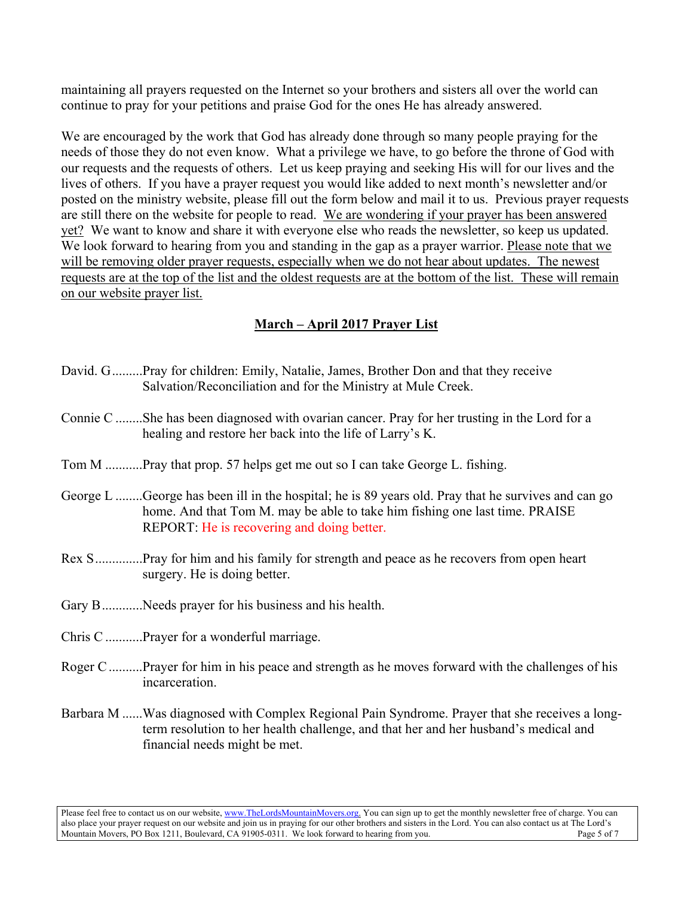maintaining all prayers requested on the Internet so your brothers and sisters all over the world can continue to pray for your petitions and praise God for the ones He has already answered.

We are encouraged by the work that God has already done through so many people praying for the needs of those they do not even know. What a privilege we have, to go before the throne of God with our requests and the requests of others. Let us keep praying and seeking His will for our lives and the lives of others. If you have a prayer request you would like added to next month's newsletter and/or posted on the ministry website, please fill out the form below and mail it to us. Previous prayer requests are still there on the website for people to read. <u>We are wondering if your prayer has been answered yet?</u> We want to know and share it with everyone else who reads the newsletter, so keep us updated. We look forward to hearing from you and standing in the gap as a prayer warrior. <u>Please note that we will be removing older prayer requests, especially when we do not hear about updates. The newest requests are at the top of the list and the oldest requests are at the bottom of the list. These will remain on our website prayer list.</u>

## **<u>March – April 2017 Prayer List</u>**

David. G.........Pray for children: Emily, Natalie, James, Brother Don and that they receive Salvation/Reconciliation and for the Ministry at Mule Creek.

Connie C ........She has been diagnosed with ovarian cancer. Pray for her trusting in the Lord for a healing and restore her back into the life of Larry's K.

Tom M ...........Pray that prop. 57 helps get me out so I can take George L. fishing.

George L ........George has been ill in the hospital; he is 89 years old. Pray that he survives and can go home. And that Tom M. may be able to take him fishing one last time. PRAISE REPORT: He is recovering and doing better.

Rex S.............Pray for him and his family for strength and peace as he recovers from open heart surgery. He is doing better.

Gary B............Needs prayer for his business and his health.

Chris C ...........Prayer for a wonderful marriage.

Roger C..........Prayer for him in his peace and strength as he moves forward with the challenges of his incarceration.

Barbara M ......Was diagnosed with Complex Regional Pain Syndrome. Prayer that she receives a long-term resolution to her health challenge, and that her and her husband's medical and financial needs might be met.

Please feel free to contact us on our website, www.TheLordsMountainMovers.org. You can sign up to get the monthly newsletter free of charge. You can also place your prayer request on our website and join us in praying for our other brothers and sisters in the Lord. You can also contact us at The Lord's Mountain Movers, PO Box 1211, Boulevard, CA 91905-0311. We look forward to hearing from you.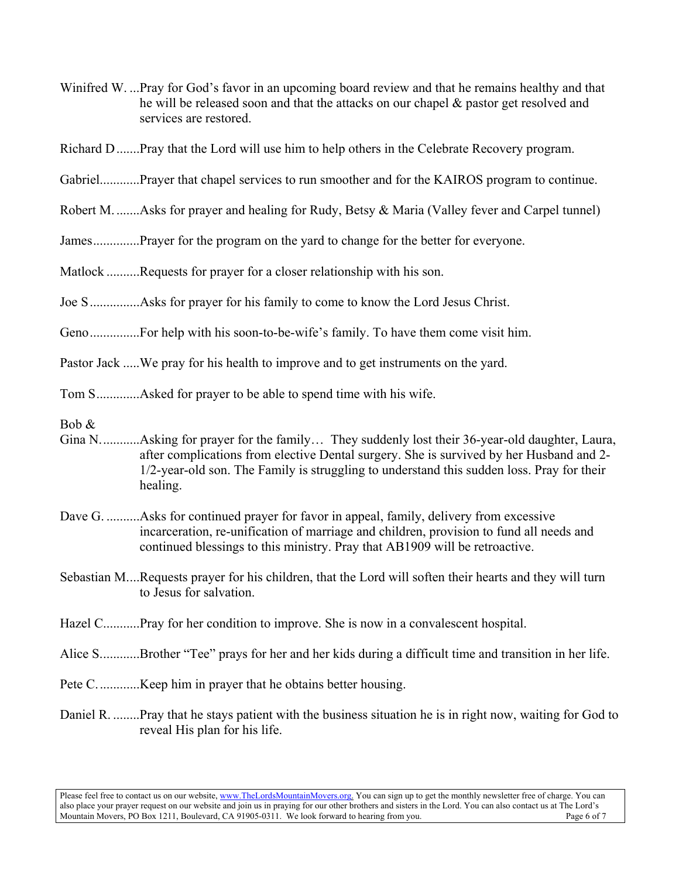Winifred W. ...Pray for God's favor in an upcoming board review and that he remains healthy and that he will be released soon and that the attacks on our chapel & pastor get resolved and services are restored.

Richard D.......Pray that the Lord will use him to help others in the Celebrate Recovery program.

Gabriel...........Prayer that chapel services to run smoother and for the KAIROS program to continue.

Robert M. .......Asks for prayer and healing for Rudy, Betsy & Maria (Valley fever and Carpel tunnel)

James.............Prayer for the program on the yard to change for the better for everyone.

Matlock ..........Requests for prayer for a closer relationship with his son.

Joe S...............Asks for prayer for his family to come to know the Lord Jesus Christ.

Geno...............For help with his soon-to-be-wife's family. To have them come visit him.

Pastor Jack .....We pray for his health to improve and to get instruments on the yard.

Tom S.............Asked for prayer to be able to spend time with his wife.

Bob & Gina N............Asking for prayer for the family… They suddenly lost their 36-year-old daughter, Laura, after complications from elective Dental surgery. She is survived by her Husband and 2-1/2-year-old son. The Family is struggling to understand this sudden loss. Pray for their healing.

Dave G. ..........Asks for continued prayer for favor in appeal, family, delivery from excessive incarceration, re-unification of marriage and children, provision to fund all needs and continued blessings to this ministry. Pray that AB1909 will be retroactive.

Sebastian M....Requests prayer for his children, that the Lord will soften their hearts and they will turn to Jesus for salvation.

Hazel C...........Pray for her condition to improve. She is now in a convalescent hospital.

Alice S............Brother "Tee" prays for her and her kids during a difficult time and transition in her life.

Pete C.............Keep him in prayer that he obtains better housing.

Daniel R. ........Pray that he stays patient with the business situation he is in right now, waiting for God to reveal His plan for his life.

Please feel free to contact us on our website, www.TheLordsMountainMovers.org. You can sign up to get the monthly newsletter free of charge. You can also place your prayer request on our website and join us in praying for our other brothers and sisters in the Lord. You can also contact us at The Lord's Mountain Movers, PO Box 1211, Boulevard, CA 91905-0311. We look forward to hearing from you.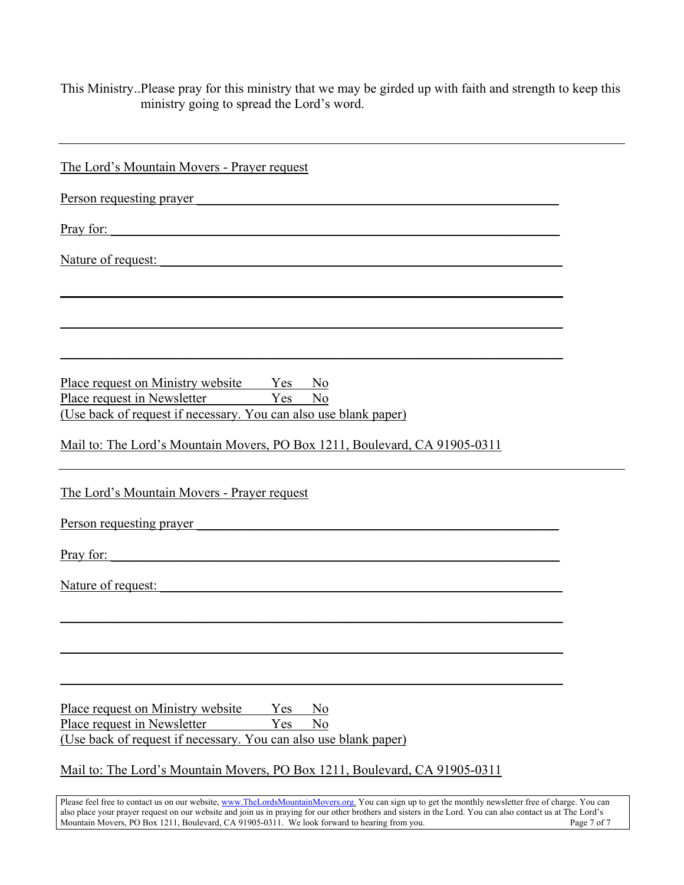This Ministry..Please pray for this ministry that we may be girded up with faith and strength to keep this ministry going to spread the Lord's word.

---

The Lord's Mountain Movers - Prayer request

Person requesting prayer ____________________________________________

Pray for: ____________________________________________

Nature of request: ____________________________________________

____________________________________________

____________________________________________

____________________________________________

Place request on Ministry website Yes No
Place request in Newsletter Yes No
(Use back of request if necessary. You can also use blank paper)

Mail to: The Lord's Mountain Movers, PO Box 1211, Boulevard, CA 91905-0311

---

The Lord's Mountain Movers - Prayer request

Person requesting prayer ____________________________________________

Pray for: ____________________________________________

Nature of request: ____________________________________________

____________________________________________

____________________________________________

____________________________________________

Place request on Ministry website Yes No
Place request in Newsletter Yes No
(Use back of request if necessary. You can also use blank paper)

Mail to: The Lord's Mountain Movers, PO Box 1211, Boulevard, CA 91905-0311

Please feel free to contact us on our website, www.TheLordsMountainMovers.org. You can sign up to get the monthly newsletter free of charge. You can also place your prayer request on our website and join us in praying for our other brothers and sisters in the Lord. You can also contact us at The Lord's Mountain Movers, PO Box 1211, Boulevard, CA 91905-0311. We look forward to hearing from you.